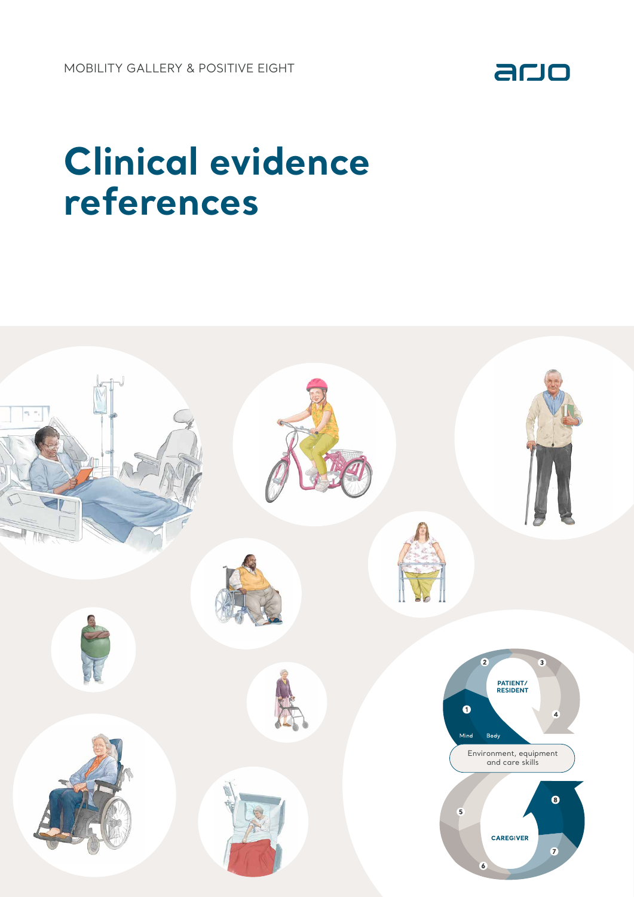MOBILITY GALLERY & POSITIVE EIGHT

# Clinical evidence references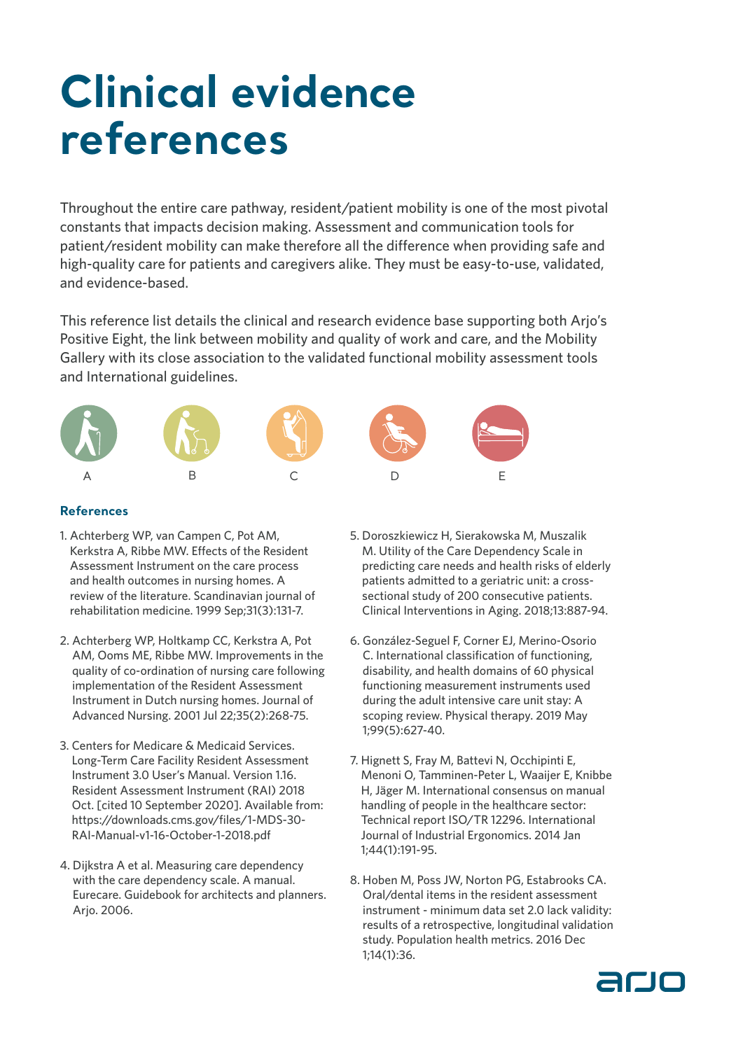# Clinical evidence references

Throughout the entire care pathway, resident/patient mobility is one of the most pivotal constants that impacts decision making. Assessment and communication tools for patient/resident mobility can make therefore all the difference when providing safe and high-quality care for patients and caregivers alike. They must be easy-to-use, validated, and evidence-based.

This reference list details the clinical and research evidence base supporting both Arjo's Positive Eight, the link between mobility and quality of work and care, and the Mobility Gallery with its close association to the validated functional mobility assessment tools and International guidelines.

A B C D E

### References

1. Achterberg WP, van Campen C, Pot AM, Kerkstra A, Ribbe MW. Effects of the Resident Assessment Instrument on the care process and health outcomes in nursing homes. A review of the literature. Scandinavian journal of rehabilitation medicine. 1999 Sep;31(3):131-7.

2. Achterberg WP, Holtkamp CC, Kerkstra A, Pot AM, Ooms ME, Ribbe MW. Improvements in the quality of co-ordination of nursing care following implementation of the Resident Assessment Instrument in Dutch nursing homes. Journal of Advanced Nursing. 2001 Jul 22;35(2):268-75.

3. Centers for Medicare & Medicaid Services. Long-Term Care Facility Resident Assessment Instrument 3.0 User's Manual. Version 1.16. Resident Assessment Instrument (RAI) 2018 Oct. [cited 10 September 2020]. Available from: https://downloads.cms.gov/files/1-MDS-30-RAI-Manual-v1-16-October-1-2018.pdf

4. Dijkstra A et al. Measuring care dependency with the care dependency scale. A manual. Eurecare. Guidebook for architects and planners. Arjo. 2006.

5. Doroszkiewicz H, Sierakowska M, Muszalik M. Utility of the Care Dependency Scale in predicting care needs and health risks of elderly patients admitted to a geriatric unit: a cross-sectional study of 200 consecutive patients. Clinical Interventions in Aging. 2018;13:887-94.

6. González-Seguel F, Corner EJ, Merino-Osorio C. International classification of functioning, disability, and health domains of 60 physical functioning measurement instruments used during the adult intensive care unit stay: A scoping review. Physical therapy. 2019 May 1;99(5):627-40.

7. Hignett S, Fray M, Battevi N, Occhipinti E, Menoni O, Tamminen-Peter L, Waaijer E, Knibbe H, Jäger M. International consensus on manual handling of people in the healthcare sector: Technical report ISO/TR 12296. International Journal of Industrial Ergonomics. 2014 Jan 1;44(1):191-95.

8. Hoben M, Poss JW, Norton PG, Estabrooks CA. Oral/dental items in the resident assessment instrument - minimum data set 2.0 lack validity: results of a retrospective, longitudinal validation study. Population health metrics. 2016 Dec 1;14(1):36.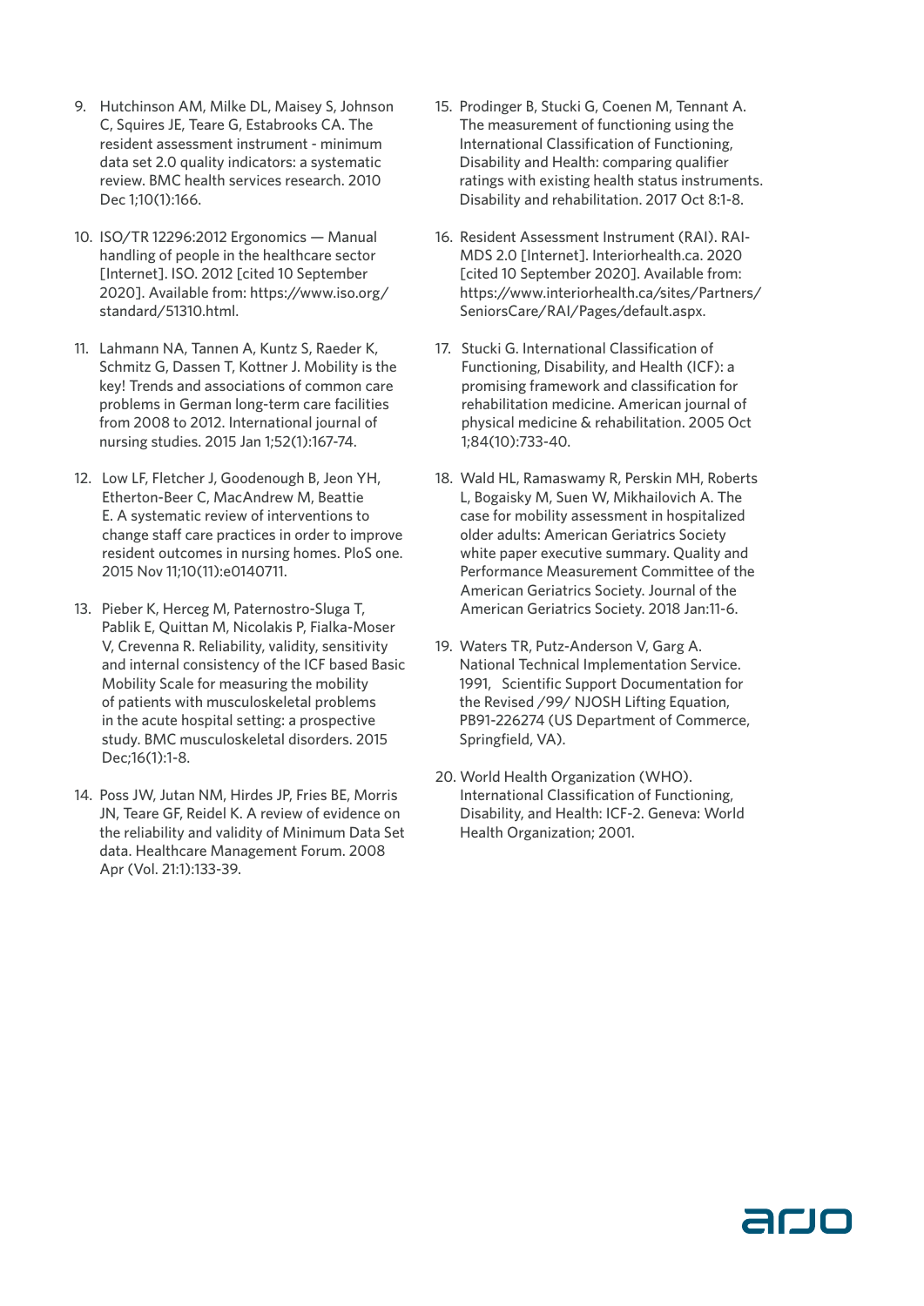9. Hutchinson AM, Milke DL, Maisey S, Johnson C, Squires JE, Teare G, Estabrooks CA. The resident assessment instrument - minimum data set 2.0 quality indicators: a systematic review. BMC health services research. 2010 Dec 1;10(1):166.

10. ISO/TR 12296:2012 Ergonomics — Manual handling of people in the healthcare sector [Internet]. ISO. 2012 [cited 10 September 2020]. Available from: https://www.iso.org/standard/51310.html.

11. Lahmann NA, Tannen A, Kuntz S, Raeder K, Schmitz G, Dassen T, Kottner J. Mobility is the key! Trends and associations of common care problems in German long-term care facilities from 2008 to 2012. International journal of nursing studies. 2015 Jan 1;52(1):167-74.

12. Low LF, Fletcher J, Goodenough B, Jeon YH, Etherton-Beer C, MacAndrew M, Beattie E. A systematic review of interventions to change staff care practices in order to improve resident outcomes in nursing homes. PloS one. 2015 Nov 11;10(11):e0140711.

13. Pieber K, Herceg M, Paternostro-Sluga T, Pablik E, Quittan M, Nicolakis P, Fialka-Moser V, Crevenna R. Reliability, validity, sensitivity and internal consistency of the ICF based Basic Mobility Scale for measuring the mobility of patients with musculoskeletal problems in the acute hospital setting: a prospective study. BMC musculoskeletal disorders. 2015 Dec;16(1):1-8.

14. Poss JW, Jutan NM, Hirdes JP, Fries BE, Morris JN, Teare GF, Reidel K. A review of evidence on the reliability and validity of Minimum Data Set data. Healthcare Management Forum. 2008 Apr (Vol. 21:1):133-39.

15. Prodinger B, Stucki G, Coenen M, Tennant A. The measurement of functioning using the International Classification of Functioning, Disability and Health: comparing qualifier ratings with existing health status instruments. Disability and rehabilitation. 2017 Oct 8:1-8.

16. Resident Assessment Instrument (RAI). RAI-MDS 2.0 [Internet]. Interiorhealth.ca. 2020 [cited 10 September 2020]. Available from: https://www.interiorhealth.ca/sites/Partners/SeniorsCare/RAI/Pages/default.aspx.

17. Stucki G. International Classification of Functioning, Disability, and Health (ICF): a promising framework and classification for rehabilitation medicine. American journal of physical medicine & rehabilitation. 2005 Oct 1;84(10):733-40.

18. Wald HL, Ramaswamy R, Perskin MH, Roberts L, Bogaisky M, Suen W, Mikhailovich A. The case for mobility assessment in hospitalized older adults: American Geriatrics Society white paper executive summary. Quality and Performance Measurement Committee of the American Geriatrics Society. Journal of the American Geriatrics Society. 2018 Jan:11-6.

19. Waters TR, Putz-Anderson V, Garg A. National Technical Implementation Service. 1991, Scientific Support Documentation for the Revised /99/ NJOSH Lifting Equation, PB91-226274 (US Department of Commerce, Springfield, VA).

20. World Health Organization (WHO). International Classification of Functioning, Disability, and Health: ICF-2. Geneva: World Health Organization; 2001.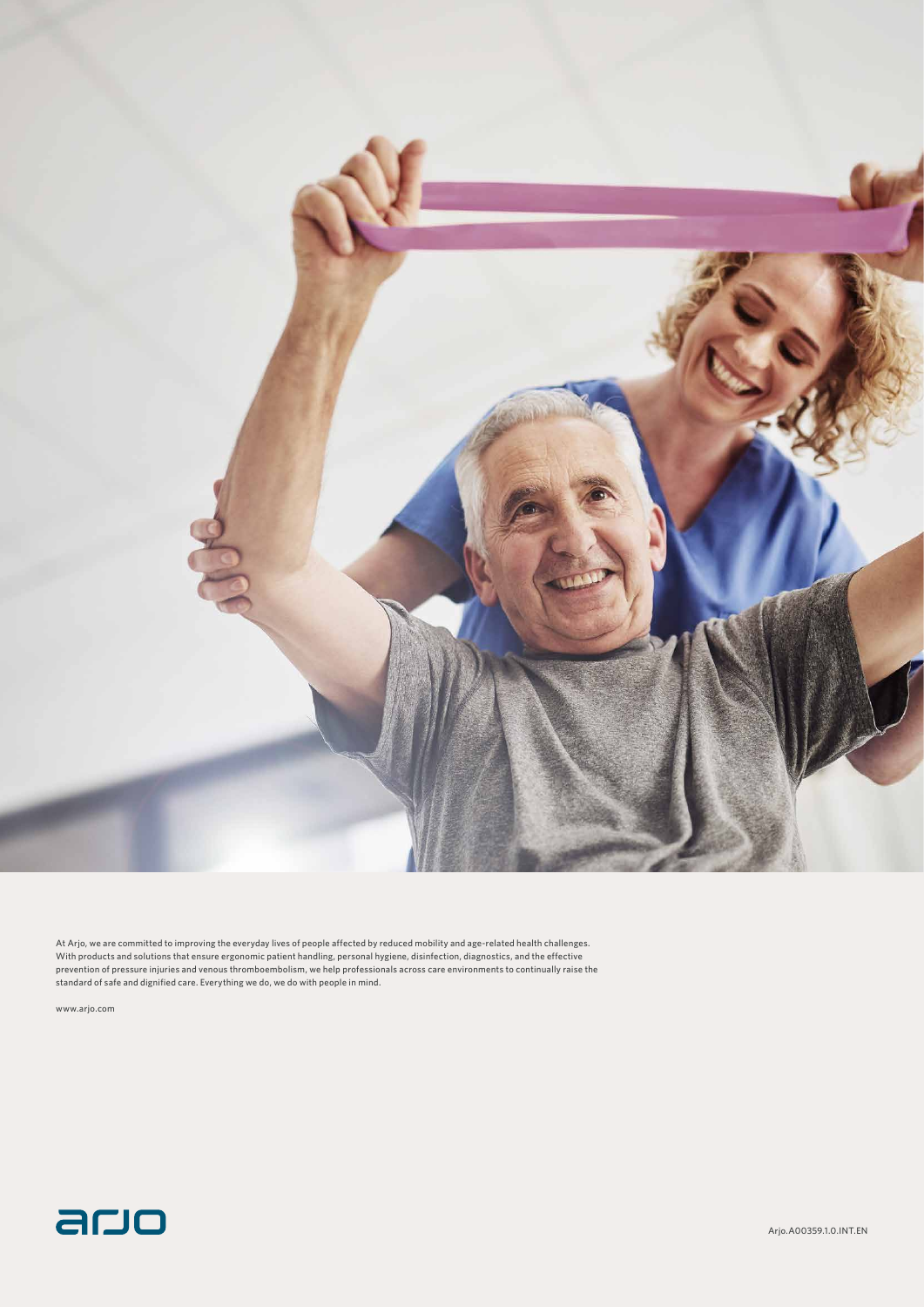At Arjo, we are committed to improving the everyday lives of people affected by reduced mobility and age-related health challenges. With products and solutions that ensure ergonomic patient handling, personal hygiene, disinfection, diagnostics, and the effective prevention of pressure injuries and venous thromboembolism, we help professionals across care environments to continually raise the standard of safe and dignified care. Everything we do, we do with people in mind.

www.arjo.com

arjo

Arjo.A00359.1.0.INT.EN